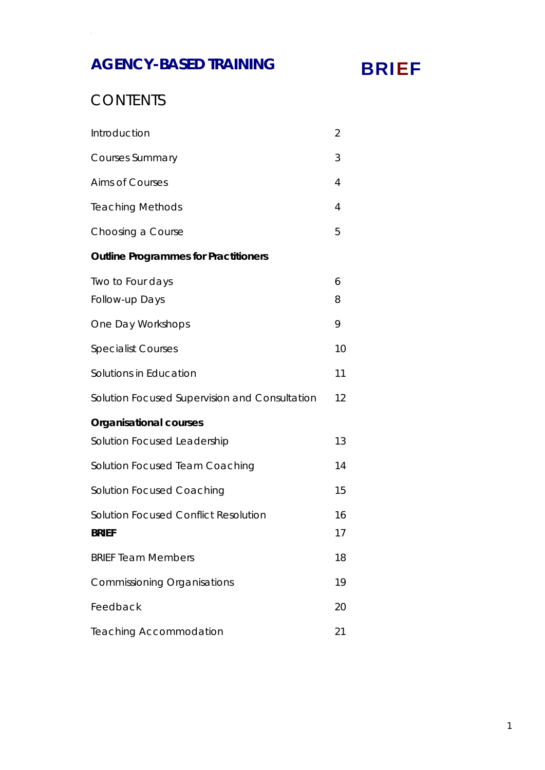# AGENCY-BASED TRAINING

**BRIEF**

## CONTENTS

| | |
|---|---|
| Introduction | 2 |
| Courses Summary | 3 |
| Aims of Courses | 4 |
| Teaching Methods | 4 |
| Choosing a Course | 5 |
| **Outline Programmes for Practitioners** | |
| Two to Four days | 6 |
| Follow-up Days | 8 |
| One Day Workshops | 9 |
| Specialist Courses | 10 |
| Solutions in Education | 11 |
| Solution Focused Supervision and Consultation | 12 |
| **Organisational courses** | |
| Solution Focused Leadership | 13 |
| Solution Focused Team Coaching | 14 |
| Solution Focused Coaching | 15 |
| Solution Focused Conflict Resolution | 16 |
| **BRIEF** | 17 |
| BRIEF Team Members | 18 |
| Commissioning Organisations | 19 |
| Feedback | 20 |
| Teaching Accommodation | 21 |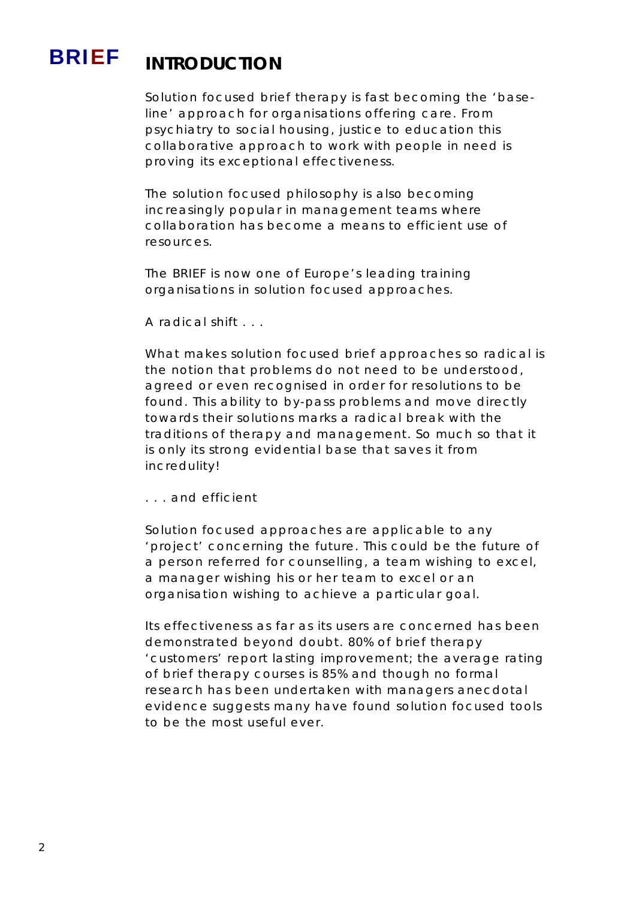BRIEF

# INTRODUCTION

Solution focused brief therapy is fast becoming the 'base-line' approach for organisations offering care. From psychiatry to social housing, justice to education this collaborative approach to work with people in need is proving its exceptional effectiveness.

The solution focused philosophy is also becoming increasingly popular in management teams where collaboration has become a means to efficient use of resources.

The BRIEF is now one of Europe's leading training organisations in solution focused approaches.

A radical shift . . .

What makes solution focused brief approaches so radical is the notion that problems do not need to be understood, agreed or even recognised in order for resolutions to be found. This ability to by-pass problems and move directly towards their solutions marks a radical break with the traditions of therapy and management. So much so that it is only its strong evidential base that saves it from incredulity!

. . . and efficient

Solution focused approaches are applicable to any 'project' concerning the future. This could be the future of a person referred for counselling, a team wishing to excel, a manager wishing his or her team to excel or an organisation wishing to achieve a particular goal.

Its effectiveness as far as its users are concerned has been demonstrated beyond doubt. 80% of brief therapy 'customers' report lasting improvement; the average rating of brief therapy courses is 85% and though no formal research has been undertaken with managers anecdotal evidence suggests many have found solution focused tools to be the most useful ever.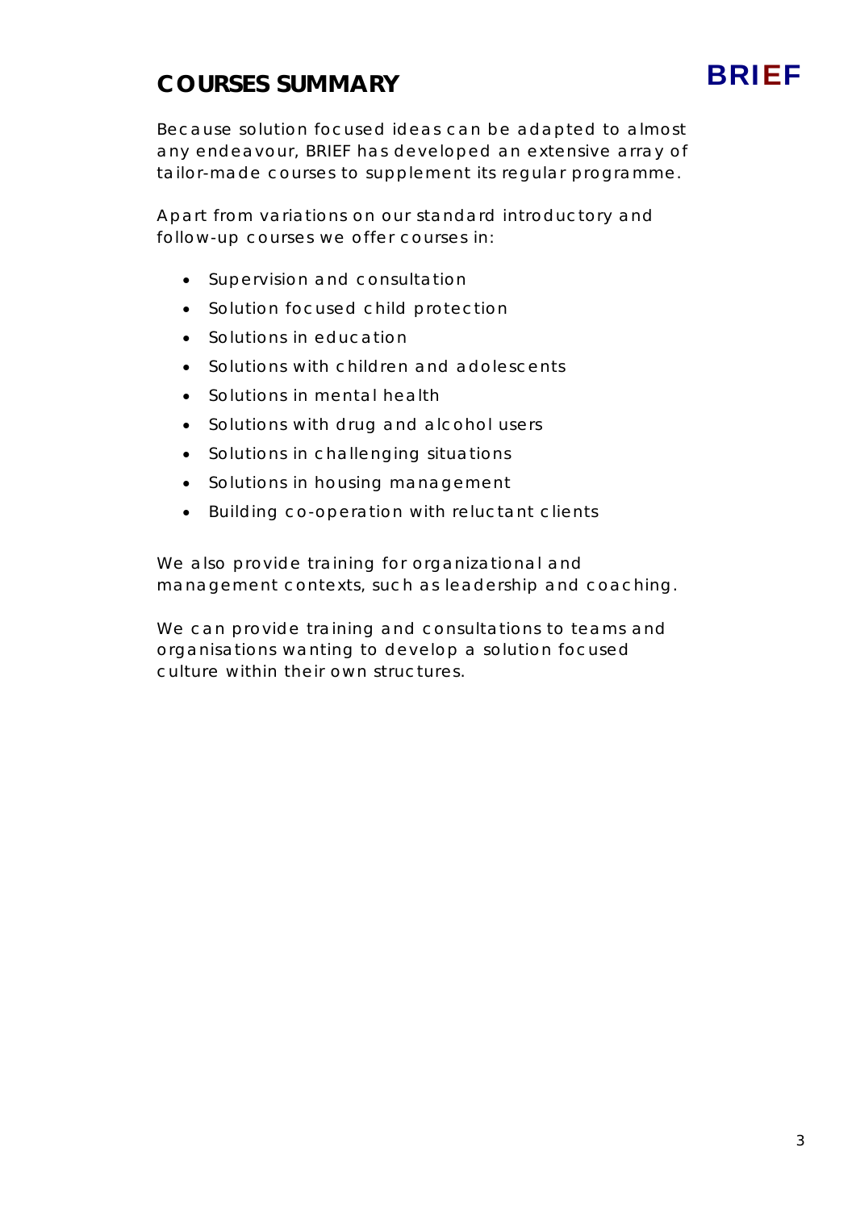# COURSES SUMMARY

Because solution focused ideas can be adapted to almost any endeavour, BRIEF has developed an extensive array of tailor-made courses to supplement its regular programme.

Apart from variations on our standard introductory and follow-up courses we offer courses in:

- Supervision and consultation
- Solution focused child protection
- Solutions in education
- Solutions with children and adolescents
- Solutions in mental health
- Solutions with drug and alcohol users
- Solutions in challenging situations
- Solutions in housing management
- Building co-operation with reluctant clients

We also provide training for organizational and management contexts, such as leadership and coaching.

We can provide training and consultations to teams and organisations wanting to develop a solution focused culture within their own structures.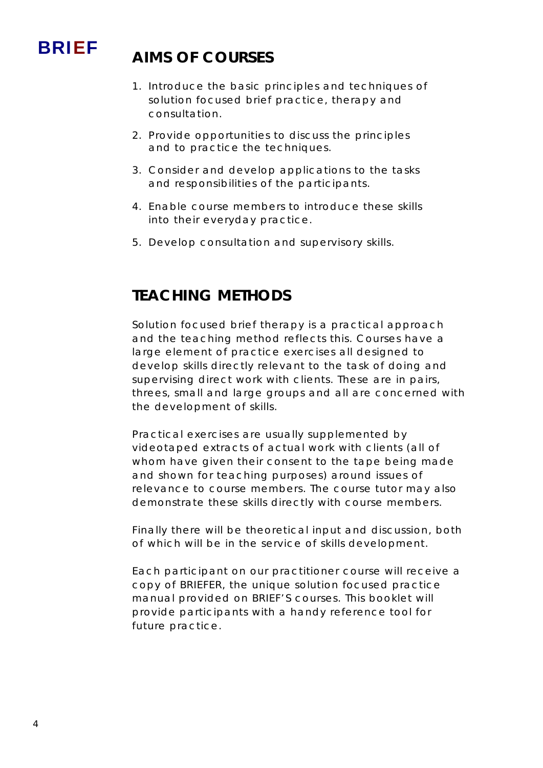## AIMS OF COURSES

1. Introduce the basic principles and techniques of solution focused brief practice, therapy and consultation.
2. Provide opportunities to discuss the principles and to practice the techniques.
3. Consider and develop applications to the tasks and responsibilities of the participants.
4. Enable course members to introduce these skills into their everyday practice.
5. Develop consultation and supervisory skills.

## TEACHING METHODS

Solution focused brief therapy is a practical approach and the teaching method reflects this. Courses have a large element of practice exercises all designed to develop skills directly relevant to the task of doing and supervising direct work with clients. These are in pairs, threes, small and large groups and all are concerned with the development of skills.

Practical exercises are usually supplemented by videotaped extracts of actual work with clients (all of whom have given their consent to the tape being made and shown for teaching purposes) around issues of relevance to course members. The course tutor may also demonstrate these skills directly with course members.

Finally there will be theoretical input and discussion, both of which will be in the service of skills development.

Each participant on our practitioner course will receive a copy of BRIEFER, the unique solution focused practice manual provided on BRIEF'S courses. This booklet will provide participants with a handy reference tool for future practice.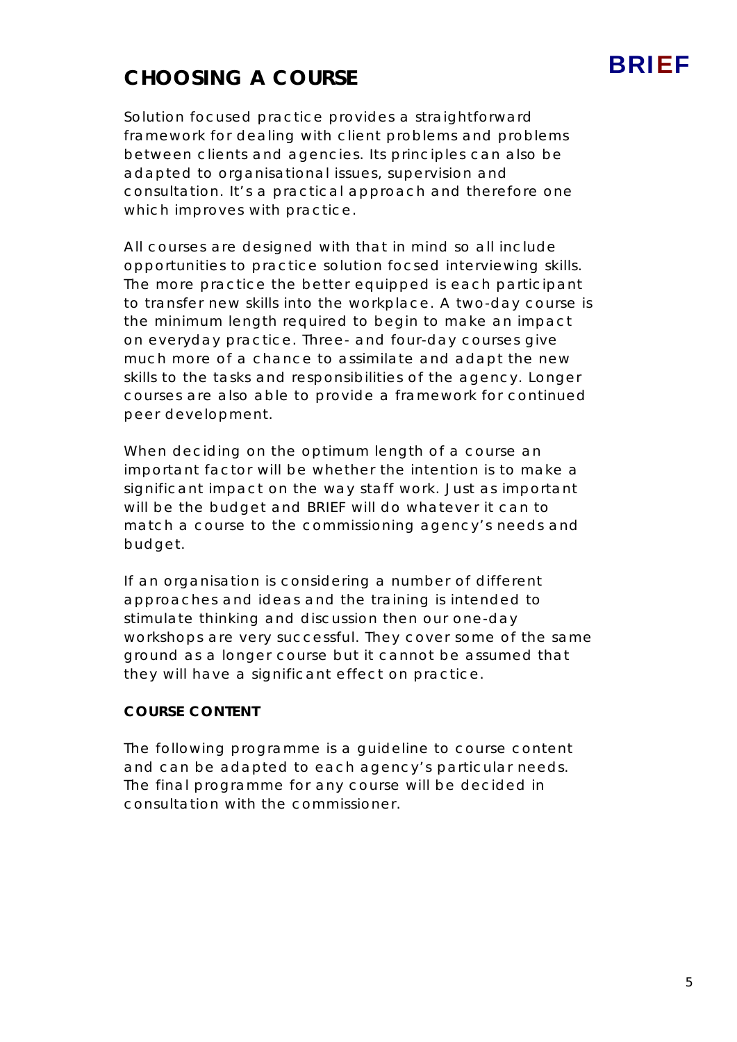# CHOOSING A COURSE

Solution focused practice provides a straightforward framework for dealing with client problems and problems between clients and agencies. Its principles can also be adapted to organisational issues, supervision and consultation. It's a practical approach and therefore one which improves with practice.

All courses are designed with that in mind so all include opportunities to practice solution focsed interviewing skills. The more practice the better equipped is each participant to transfer new skills into the workplace. A two-day course is the minimum length required to begin to make an impact on everyday practice. Three- and four-day courses give much more of a chance to assimilate and adapt the new skills to the tasks and responsibilities of the agency. Longer courses are also able to provide a framework for continued peer development.

When deciding on the optimum length of a course an important factor will be whether the intention is to make a significant impact on the way staff work. Just as important will be the budget and BRIEF will do whatever it can to match a course to the commissioning agency's needs and budget.

If an organisation is considering a number of different approaches and ideas and the training is intended to stimulate thinking and discussion then our one-day workshops are very successful. They cover some of the same ground as a longer course but it cannot be assumed that they will have a significant effect on practice.

**COURSE CONTENT**

The following programme is a guideline to course content and can be adapted to each agency's particular needs. The final programme for any course will be decided in consultation with the commissioner.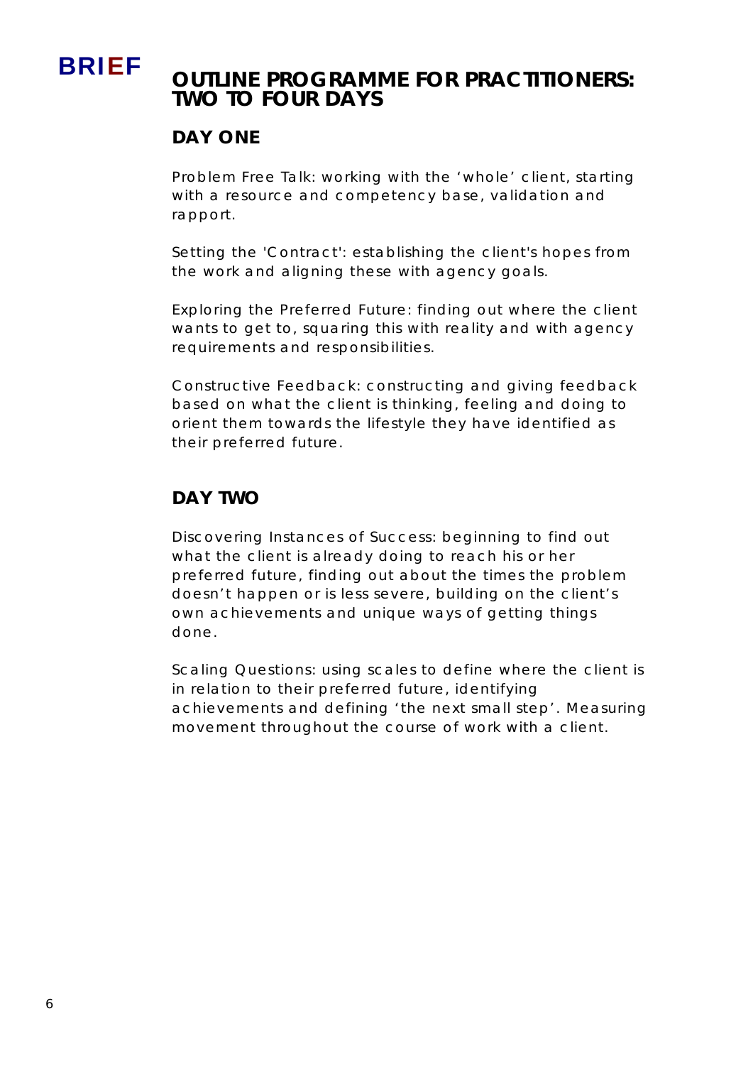# OUTLINE PROGRAMME FOR PRACTITIONERS: TWO TO FOUR DAYS

## DAY ONE

Problem Free Talk: working with the 'whole' client, starting with a resource and competency base, validation and rapport.

Setting the 'Contract': establishing the client's hopes from the work and aligning these with agency goals.

Exploring the Preferred Future: finding out where the client wants to get to, squaring this with reality and with agency requirements and responsibilities.

Constructive Feedback: constructing and giving feedback based on what the client is thinking, feeling and doing to orient them towards the lifestyle they have identified as their preferred future.

## DAY TWO

Discovering Instances of Success: beginning to find out what the client is already doing to reach his or her preferred future, finding out about the times the problem doesn't happen or is less severe, building on the client's own achievements and unique ways of getting things done.

Scaling Questions: using scales to define where the client is in relation to their preferred future, identifying achievements and defining 'the next small step'. Measuring movement throughout the course of work with a client.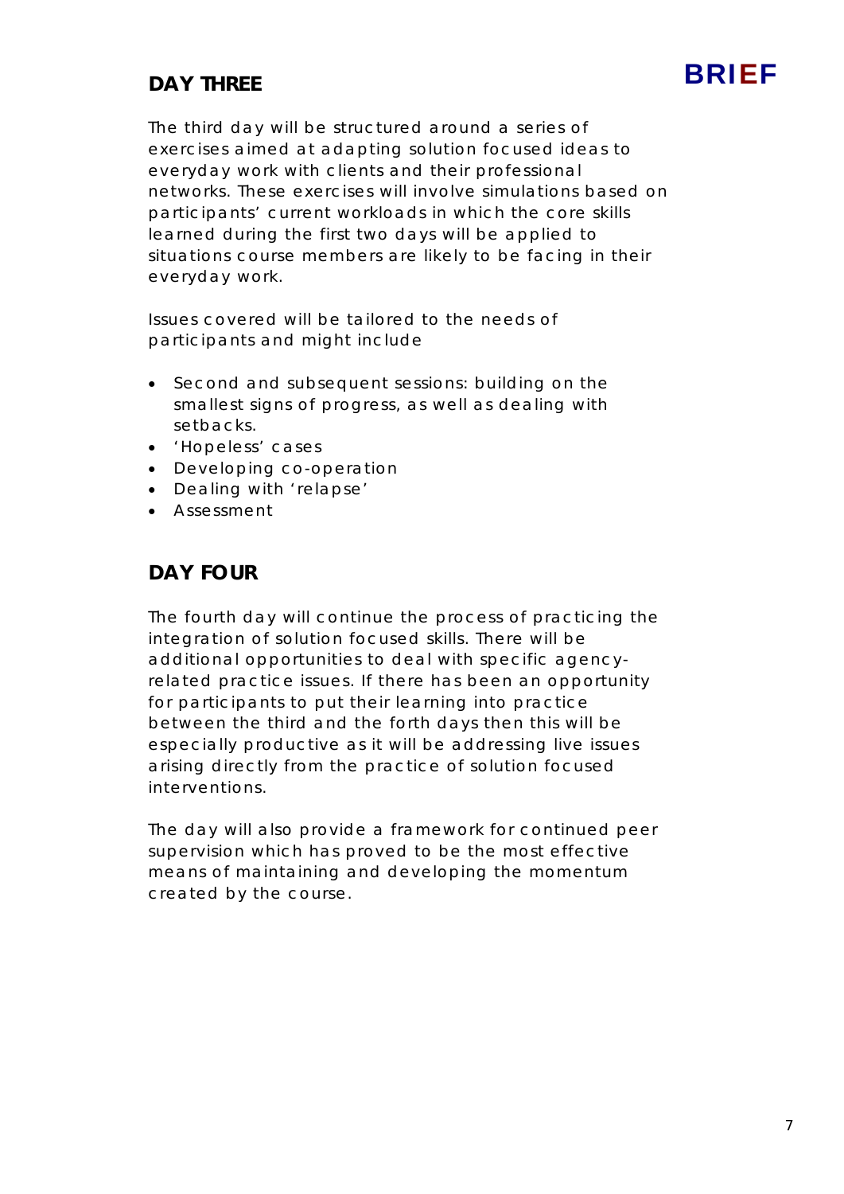## DAY THREE

The third day will be structured around a series of exercises aimed at adapting solution focused ideas to everyday work with clients and their professional networks. These exercises will involve simulations based on participants' current workloads in which the core skills learned during the first two days will be applied to situations course members are likely to be facing in their everyday work.

Issues covered will be tailored to the needs of participants and might include

- Second and subsequent sessions: building on the smallest signs of progress, as well as dealing with setbacks.
- 'Hopeless' cases
- Developing co-operation
- Dealing with 'relapse'
- Assessment

## DAY FOUR

The fourth day will continue the process of practicing the integration of solution focused skills. There will be additional opportunities to deal with specific agency-related practice issues. If there has been an opportunity for participants to put their learning into practice between the third and the forth days then this will be especially productive as it will be addressing live issues arising directly from the practice of solution focused interventions.

The day will also provide a framework for continued peer supervision which has proved to be the most effective means of maintaining and developing the momentum created by the course.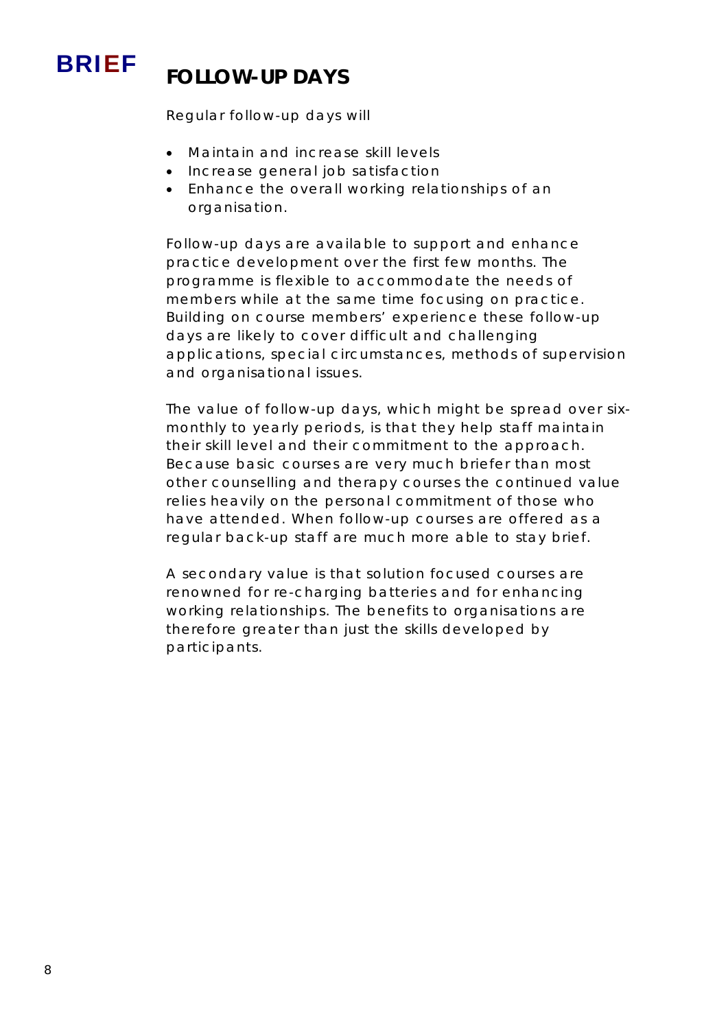# FOLLOW-UP DAYS

Regular follow-up days will

- Maintain and increase skill levels
- Increase general job satisfaction
- Enhance the overall working relationships of an organisation.

Follow-up days are available to support and enhance practice development over the first few months. The programme is flexible to accommodate the needs of members while at the same time focusing on practice. Building on course members' experience these follow-up days are likely to cover difficult and challenging applications, special circumstances, methods of supervision and organisational issues.

The value of follow-up days, which might be spread over six-monthly to yearly periods, is that they help staff maintain their skill level and their commitment to the approach. Because basic courses are very much briefer than most other counselling and therapy courses the continued value relies heavily on the personal commitment of those who have attended. When follow-up courses are offered as a regular back-up staff are much more able to stay brief.

A secondary value is that solution focused courses are renowned for re-charging batteries and for enhancing working relationships. The benefits to organisations are therefore greater than just the skills developed by participants.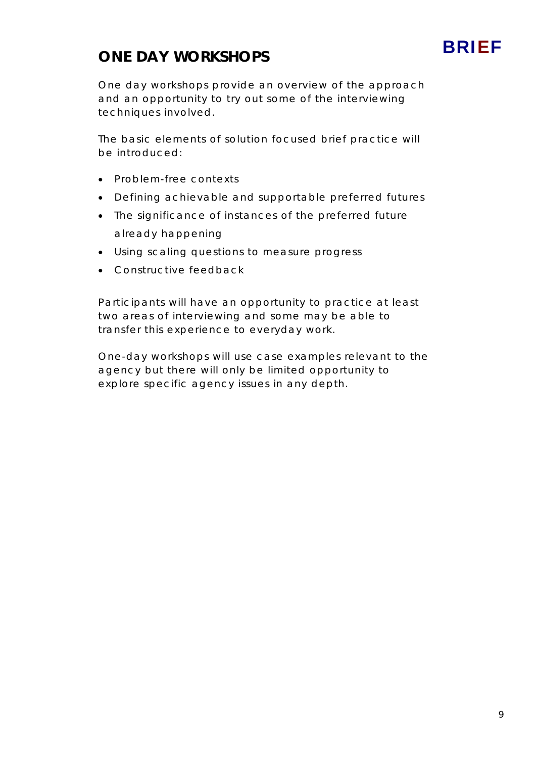## ONE DAY WORKSHOPS

One day workshops provide an overview of the approach and an opportunity to try out some of the interviewing techniques involved.

The basic elements of solution focused brief practice will be introduced:

- Problem-free contexts
- Defining achievable and supportable preferred futures
- The significance of instances of the preferred future already happening
- Using scaling questions to measure progress
- Constructive feedback

Participants will have an opportunity to practice at least two areas of interviewing and some may be able to transfer this experience to everyday work.

One-day workshops will use case examples relevant to the agency but there will only be limited opportunity to explore specific agency issues in any depth.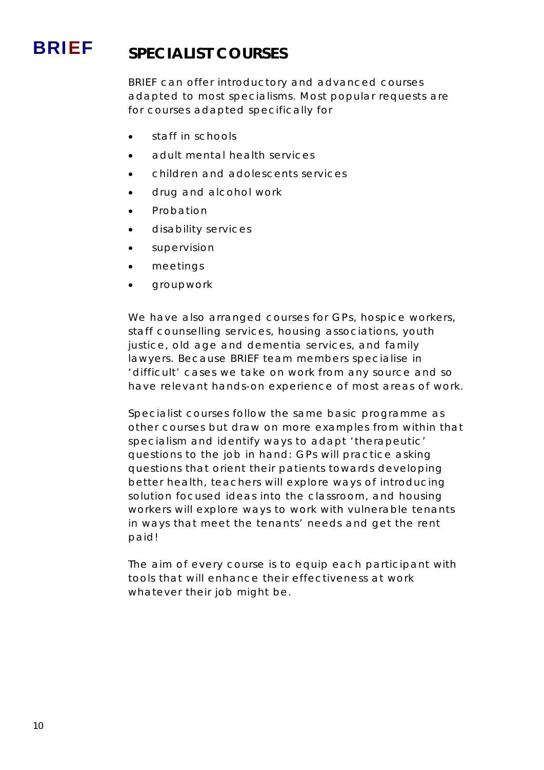# SPECIALIST COURSES

BRIEF can offer introductory and advanced courses adapted to most specialisms. Most popular requests are for courses adapted specifically for

- staff in schools
- adult mental health services
- children and adolescents services
- drug and alcohol work
- Probation
- disability services
- supervision
- meetings
- groupwork

We have also arranged courses for GPs, hospice workers, staff counselling services, housing associations, youth justice, old age and dementia services, and family lawyers. Because BRIEF team members specialise in 'difficult' cases we take on work from any source and so have relevant hands-on experience of most areas of work.

Specialist courses follow the same basic programme as other courses but draw on more examples from within that specialism and identify ways to adapt 'therapeutic' questions to the job in hand: GPs will practice asking questions that orient their patients towards developing better health, teachers will explore ways of introducing solution focused ideas into the classroom, and housing workers will explore ways to work with vulnerable tenants in ways that meet the tenants' needs and get the rent paid!

The aim of every course is to equip each participant with tools that will enhance their effectiveness at work whatever their job might be.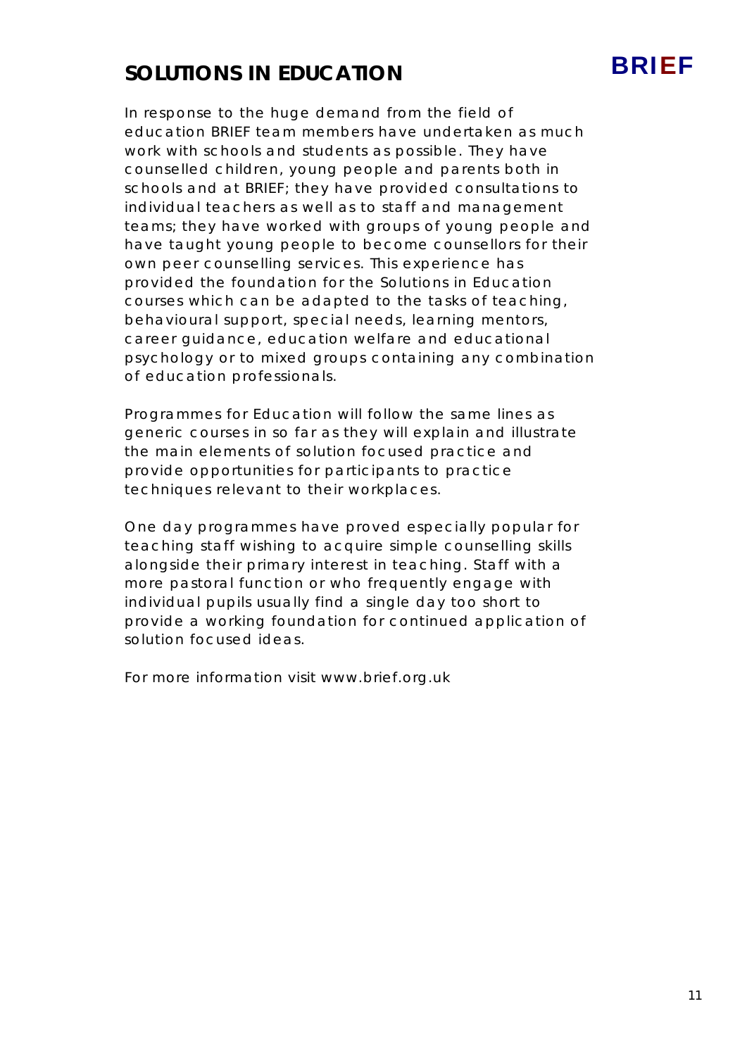# SOLUTIONS IN EDUCATION

BRIEF

In response to the huge demand from the field of education BRIEF team members have undertaken as much work with schools and students as possible. They have counselled children, young people and parents both in schools and at BRIEF; they have provided consultations to individual teachers as well as to staff and management teams; they have worked with groups of young people and have taught young people to become counsellors for their own peer counselling services. This experience has provided the foundation for the Solutions in Education courses which can be adapted to the tasks of teaching, behavioural support, special needs, learning mentors, career guidance, education welfare and educational psychology or to mixed groups containing any combination of education professionals.

Programmes for Education will follow the same lines as generic courses in so far as they will explain and illustrate the main elements of solution focused practice and provide opportunities for participants to practice techniques relevant to their workplaces.

One day programmes have proved especially popular for teaching staff wishing to acquire simple counselling skills alongside their primary interest in teaching. Staff with a more pastoral function or who frequently engage with individual pupils usually find a single day too short to provide a working foundation for continued application of solution focused ideas.

For more information visit www.brief.org.uk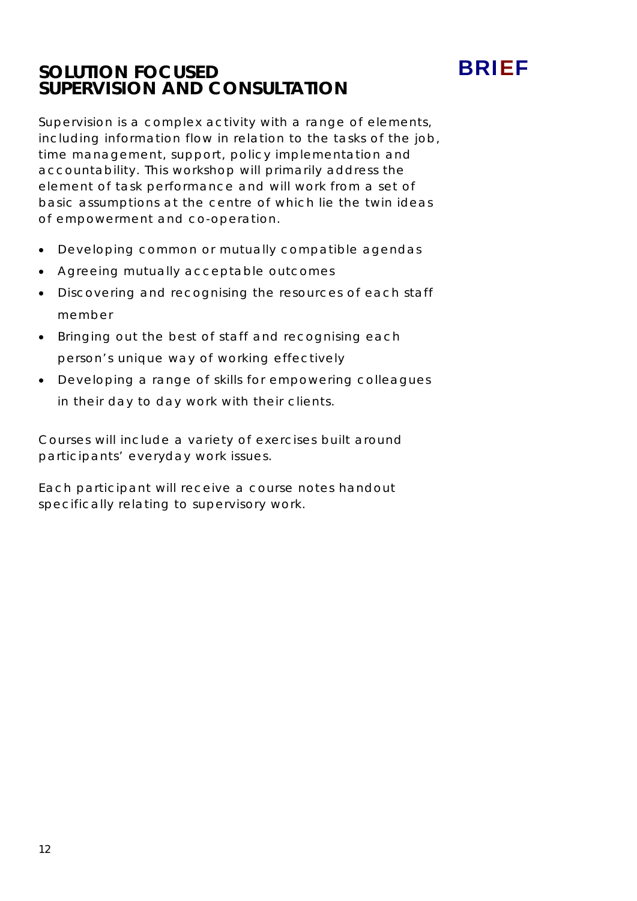# SOLUTION FOCUSED SUPERVISION AND CONSULTATION

**BRIEF**

Supervision is a complex activity with a range of elements, including information flow in relation to the tasks of the job, time management, support, policy implementation and accountability. This workshop will primarily address the element of task performance and will work from a set of basic assumptions at the centre of which lie the twin ideas of empowerment and co-operation.

- Developing common or mutually compatible agendas
- Agreeing mutually acceptable outcomes
- Discovering and recognising the resources of each staff member
- Bringing out the best of staff and recognising each person's unique way of working effectively
- Developing a range of skills for empowering colleagues in their day to day work with their clients.

Courses will include a variety of exercises built around participants' everyday work issues.

Each participant will receive a course notes handout specifically relating to supervisory work.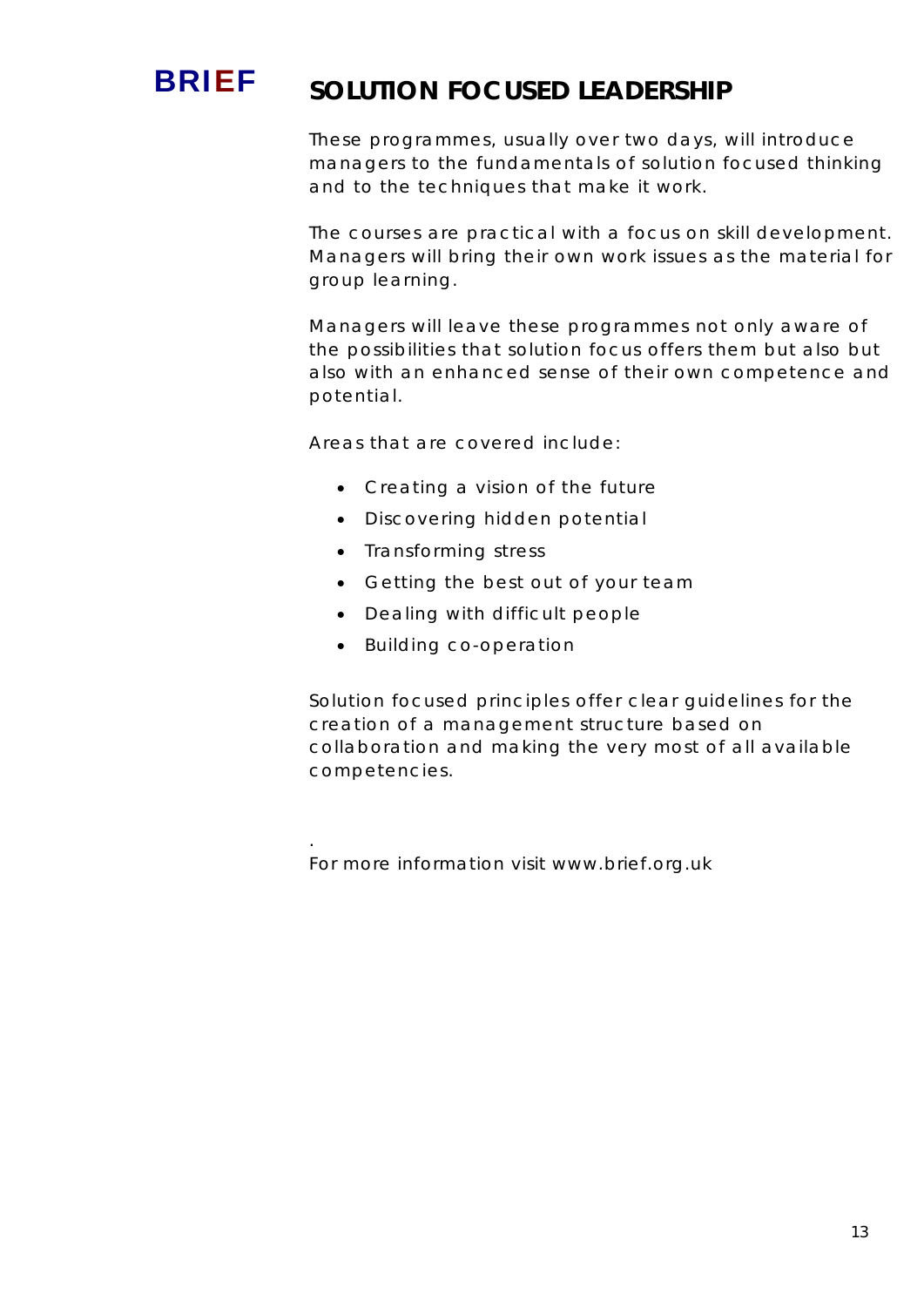**BRIEF**

# SOLUTION FOCUSED LEADERSHIP

These programmes, usually over two days, will introduce managers to the fundamentals of solution focused thinking and to the techniques that make it work.

The courses are practical with a focus on skill development. Managers will bring their own work issues as the material for group learning.

Managers will leave these programmes not only aware of the possibilities that solution focus offers them but also but also with an enhanced sense of their own competence and potential.

Areas that are covered include:

- Creating a vision of the future
- Discovering hidden potential
- Transforming stress
- Getting the best out of your team
- Dealing with difficult people
- Building co-operation

Solution focused principles offer clear guidelines for the creation of a management structure based on collaboration and making the very most of all available competencies.

.

For more information visit www.brief.org.uk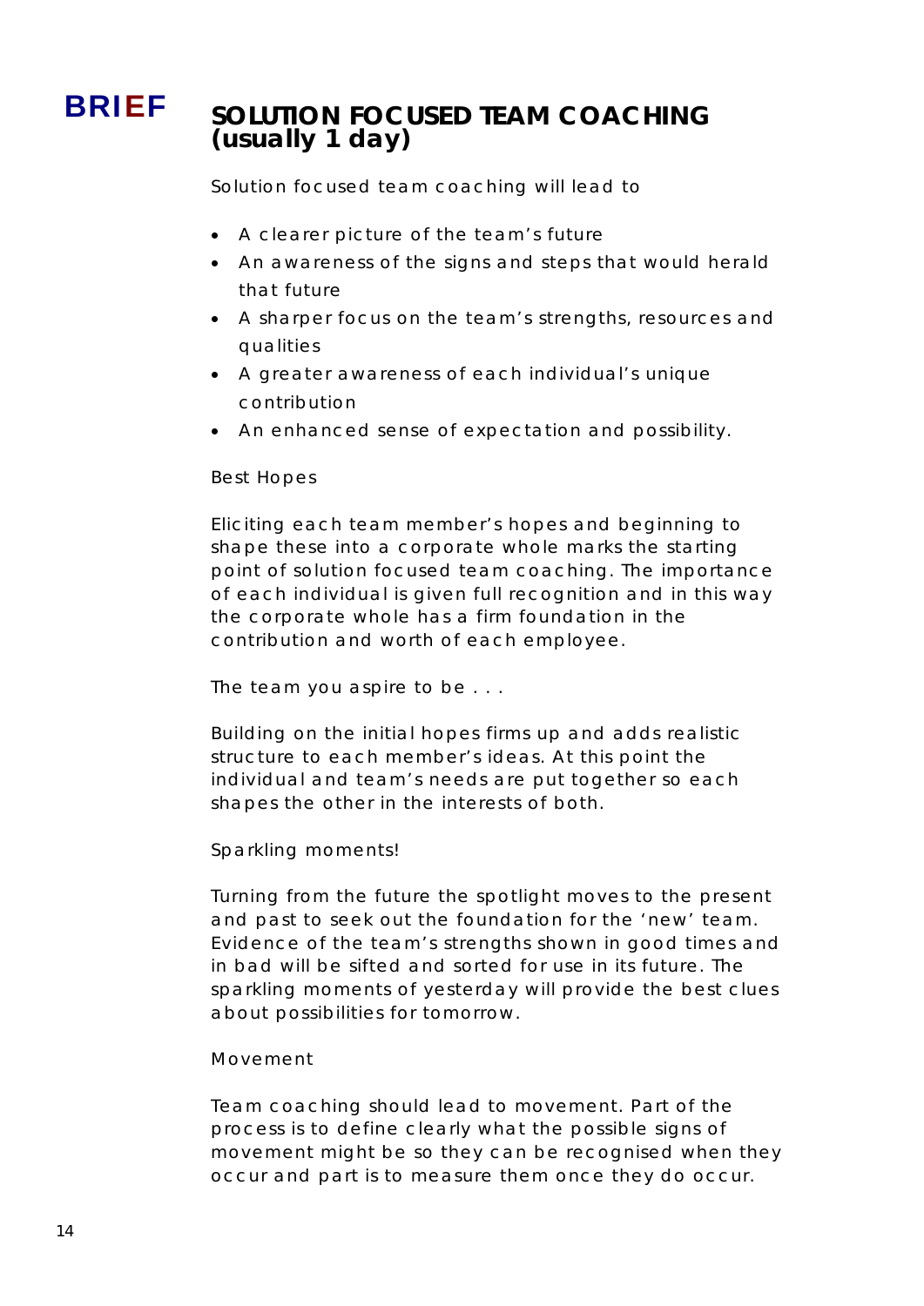**BRIEF**

# SOLUTION FOCUSED TEAM COACHING (usually 1 day)

Solution focused team coaching will lead to

- A clearer picture of the team's future
- An awareness of the signs and steps that would herald that future
- A sharper focus on the team's strengths, resources and qualities
- A greater awareness of each individual's unique contribution
- An enhanced sense of expectation and possibility.

Best Hopes

Eliciting each team member's hopes and beginning to shape these into a corporate whole marks the starting point of solution focused team coaching. The importance of each individual is given full recognition and in this way the corporate whole has a firm foundation in the contribution and worth of each employee.

The team you aspire to be . . .

Building on the initial hopes firms up and adds realistic structure to each member's ideas. At this point the individual and team's needs are put together so each shapes the other in the interests of both.

Sparkling moments!

Turning from the future the spotlight moves to the present and past to seek out the foundation for the 'new' team. Evidence of the team's strengths shown in good times and in bad will be sifted and sorted for use in its future. The sparkling moments of yesterday will provide the best clues about possibilities for tomorrow.

Movement

Team coaching should lead to movement. Part of the process is to define clearly what the possible signs of movement might be so they can be recognised when they occur and part is to measure them once they do occur.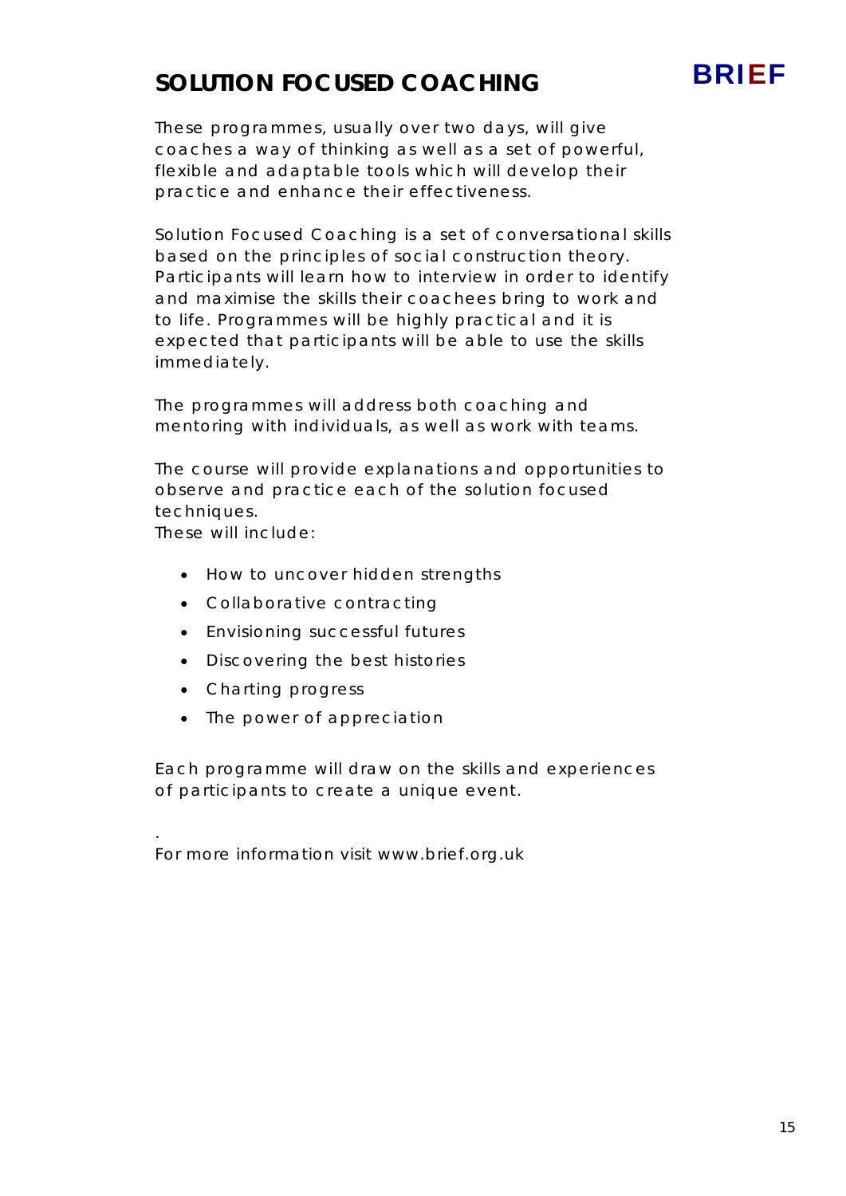# SOLUTION FOCUSED COACHING

**BRIEF**

These programmes, usually over two days, will give coaches a way of thinking as well as a set of powerful, flexible and adaptable tools which will develop their practice and enhance their effectiveness.

Solution Focused Coaching is a set of conversational skills based on the principles of social construction theory. Participants will learn how to interview in order to identify and maximise the skills their coachees bring to work and to life. Programmes will be highly practical and it is expected that participants will be able to use the skills immediately.

The programmes will address both coaching and mentoring with individuals, as well as work with teams.

The course will provide explanations and opportunities to observe and practice each of the solution focused techniques.
These will include:

- How to uncover hidden strengths
- Collaborative contracting
- Envisioning successful futures
- Discovering the best histories
- Charting progress
- The power of appreciation

Each programme will draw on the skills and experiences of participants to create a unique event.

.
For more information visit www.brief.org.uk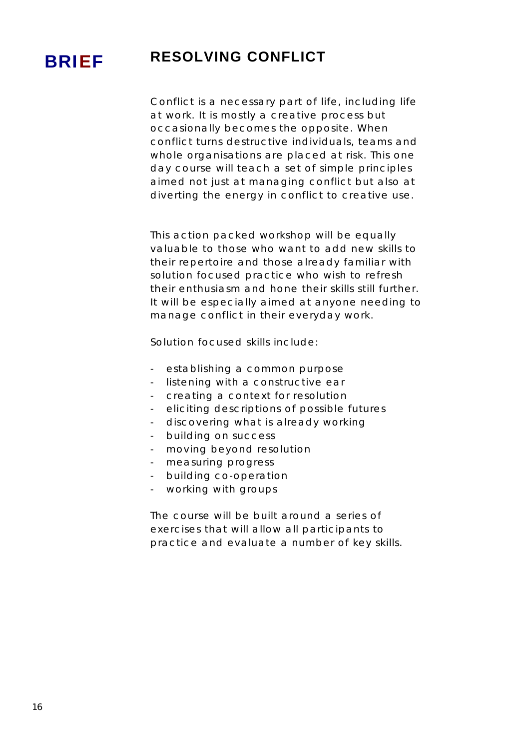**BRIEF**

# RESOLVING CONFLICT

Conflict is a necessary part of life, including life at work. It is mostly a creative process but occasionally becomes the opposite. When conflict turns destructive individuals, teams and whole organisations are placed at risk. This one day course will teach a set of simple principles aimed not just at managing conflict but also at diverting the energy in conflict to creative use.

This action packed workshop will be equally valuable to those who want to add new skills to their repertoire and those already familiar with solution focused practice who wish to refresh their enthusiasm and hone their skills still further. It will be especially aimed at anyone needing to manage conflict in their everyday work.

Solution focused skills include:

- establishing a common purpose
- listening with a constructive ear
- creating a context for resolution
- eliciting descriptions of possible futures
- discovering what is already working
- building on success
- moving beyond resolution
- measuring progress
- building co-operation
- working with groups

The course will be built around a series of exercises that will allow all participants to practice and evaluate a number of key skills.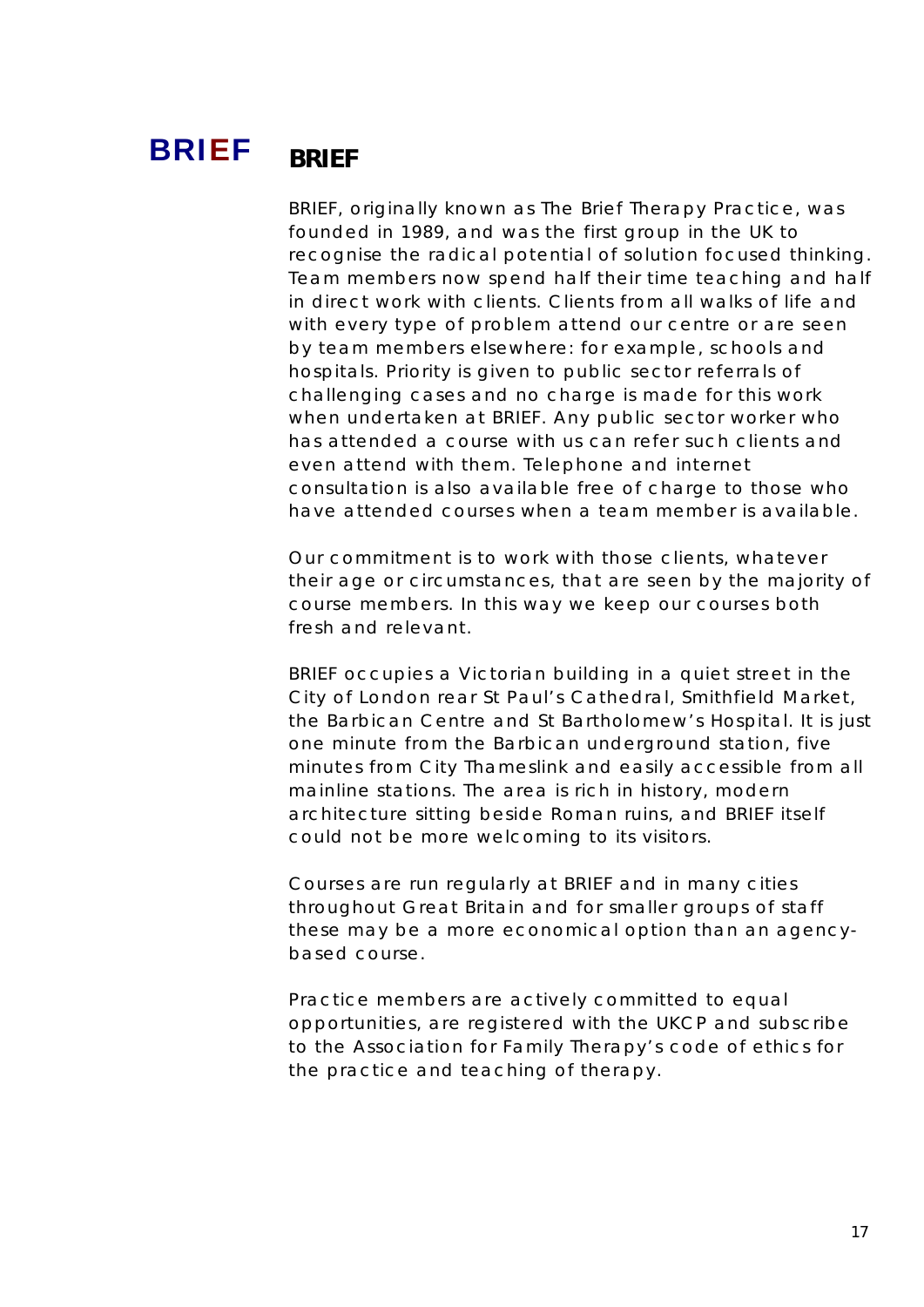BRIEF

## BRIEF

BRIEF, originally known as The Brief Therapy Practice, was founded in 1989, and was the first group in the UK to recognise the radical potential of solution focused thinking. Team members now spend half their time teaching and half in direct work with clients. Clients from all walks of life and with every type of problem attend our centre or are seen by team members elsewhere: for example, schools and hospitals. Priority is given to public sector referrals of challenging cases and no charge is made for this work when undertaken at BRIEF. Any public sector worker who has attended a course with us can refer such clients and even attend with them. Telephone and internet consultation is also available free of charge to those who have attended courses when a team member is available.

Our commitment is to work with those clients, whatever their age or circumstances, that are seen by the majority of course members. In this way we keep our courses both fresh and relevant.

BRIEF occupies a Victorian building in a quiet street in the City of London rear St Paul's Cathedral, Smithfield Market, the Barbican Centre and St Bartholomew's Hospital. It is just one minute from the Barbican underground station, five minutes from City Thameslink and easily accessible from all mainline stations. The area is rich in history, modern architecture sitting beside Roman ruins, and BRIEF itself could not be more welcoming to its visitors.

Courses are run regularly at BRIEF and in many cities throughout Great Britain and for smaller groups of staff these may be a more economical option than an agency-based course.

Practice members are actively committed to equal opportunities, are registered with the UKCP and subscribe to the Association for Family Therapy's code of ethics for the practice and teaching of therapy.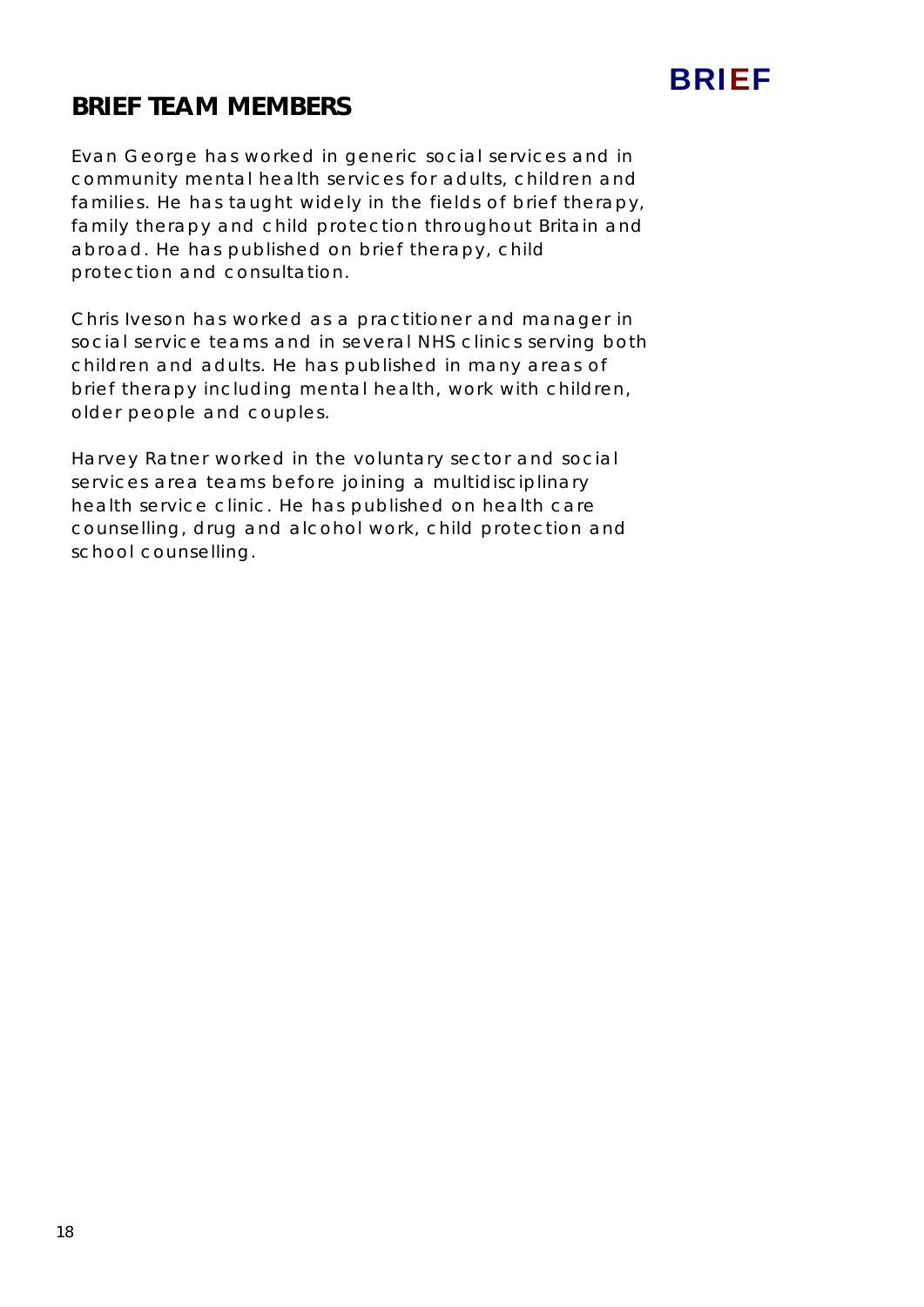## BRIEF TEAM MEMBERS

Evan George has worked in generic social services and in community mental health services for adults, children and families. He has taught widely in the fields of brief therapy, family therapy and child protection throughout Britain and abroad. He has published on brief therapy, child protection and consultation.

Chris Iveson has worked as a practitioner and manager in social service teams and in several NHS clinics serving both children and adults. He has published in many areas of brief therapy including mental health, work with children, older people and couples.

Harvey Ratner worked in the voluntary sector and social services area teams before joining a multidisciplinary health service clinic. He has published on health care counselling, drug and alcohol work, child protection and school counselling.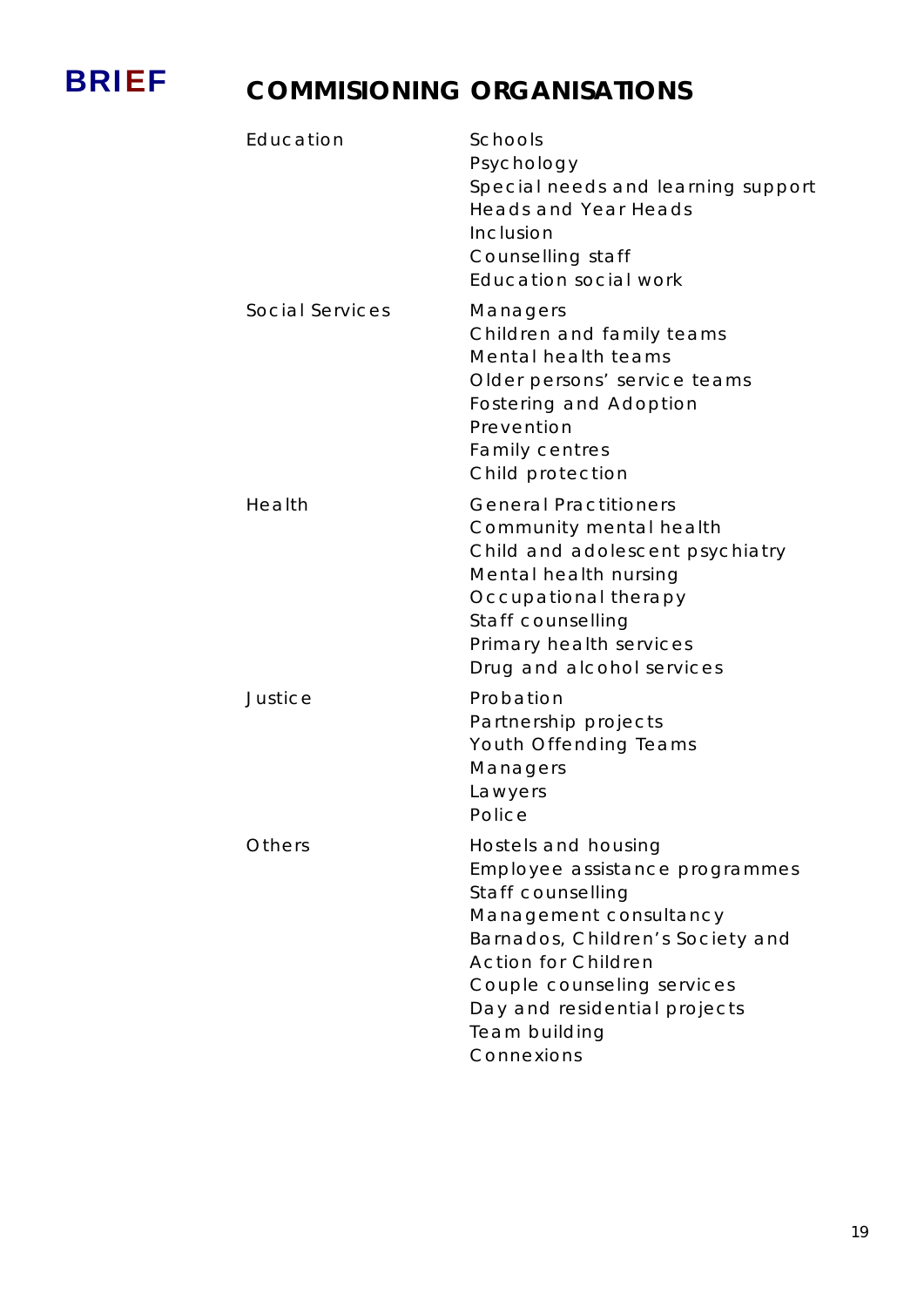**BRIEF**

# COMMISIONING ORGANISATIONS

| | |
|---|---|
| Education | Schools<br>Psychology<br>Special needs and learning support<br>Heads and Year Heads<br>Inclusion<br>Counselling staff<br>Education social work |
| Social Services | Managers<br>Children and family teams<br>Mental health teams<br>Older persons' service teams<br>Fostering and Adoption<br>Prevention<br>Family centres<br>Child protection |
| Health | General Practitioners<br>Community mental health<br>Child and adolescent psychiatry<br>Mental health nursing<br>Occupational therapy<br>Staff counselling<br>Primary health services<br>Drug and alcohol services |
| Justice | Probation<br>Partnership projects<br>Youth Offending Teams<br>Managers<br>Lawyers<br>Police |
| Others | Hostels and housing<br>Employee assistance programmes<br>Staff counselling<br>Management consultancy<br>Barnados, Children's Society and Action for Children<br>Couple counseling services<br>Day and residential projects<br>Team building<br>Connexions |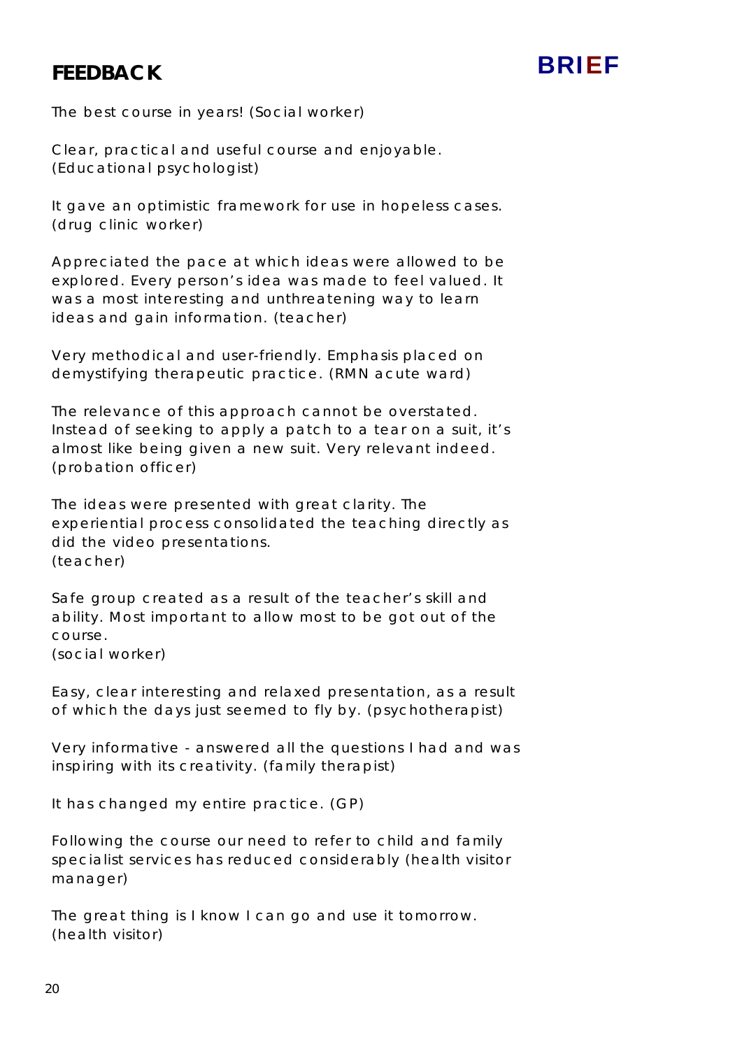# FEEDBACK

The best course in years! (Social worker)

Clear, practical and useful course and enjoyable. (Educational psychologist)

It gave an optimistic framework for use in hopeless cases. (drug clinic worker)

Appreciated the pace at which ideas were allowed to be explored. Every person's idea was made to feel valued. It was a most interesting and unthreatening way to learn ideas and gain information. (teacher)

Very methodical and user-friendly. Emphasis placed on demystifying therapeutic practice. (RMN acute ward)

The relevance of this approach cannot be overstated. Instead of seeking to apply a patch to a tear on a suit, it's almost like being given a new suit. Very relevant indeed. (probation officer)

The ideas were presented with great clarity. The experiential process consolidated the teaching directly as did the video presentations.
(teacher)

Safe group created as a result of the teacher's skill and ability. Most important to allow most to be got out of the course.
(social worker)

Easy, clear interesting and relaxed presentation, as a result of which the days just seemed to fly by. (psychotherapist)

Very informative - answered all the questions I had and was inspiring with its creativity. (family therapist)

It has changed my entire practice. (GP)

Following the course our need to refer to child and family specialist services has reduced considerably (health visitor manager)

The great thing is I know I can go and use it tomorrow. (health visitor)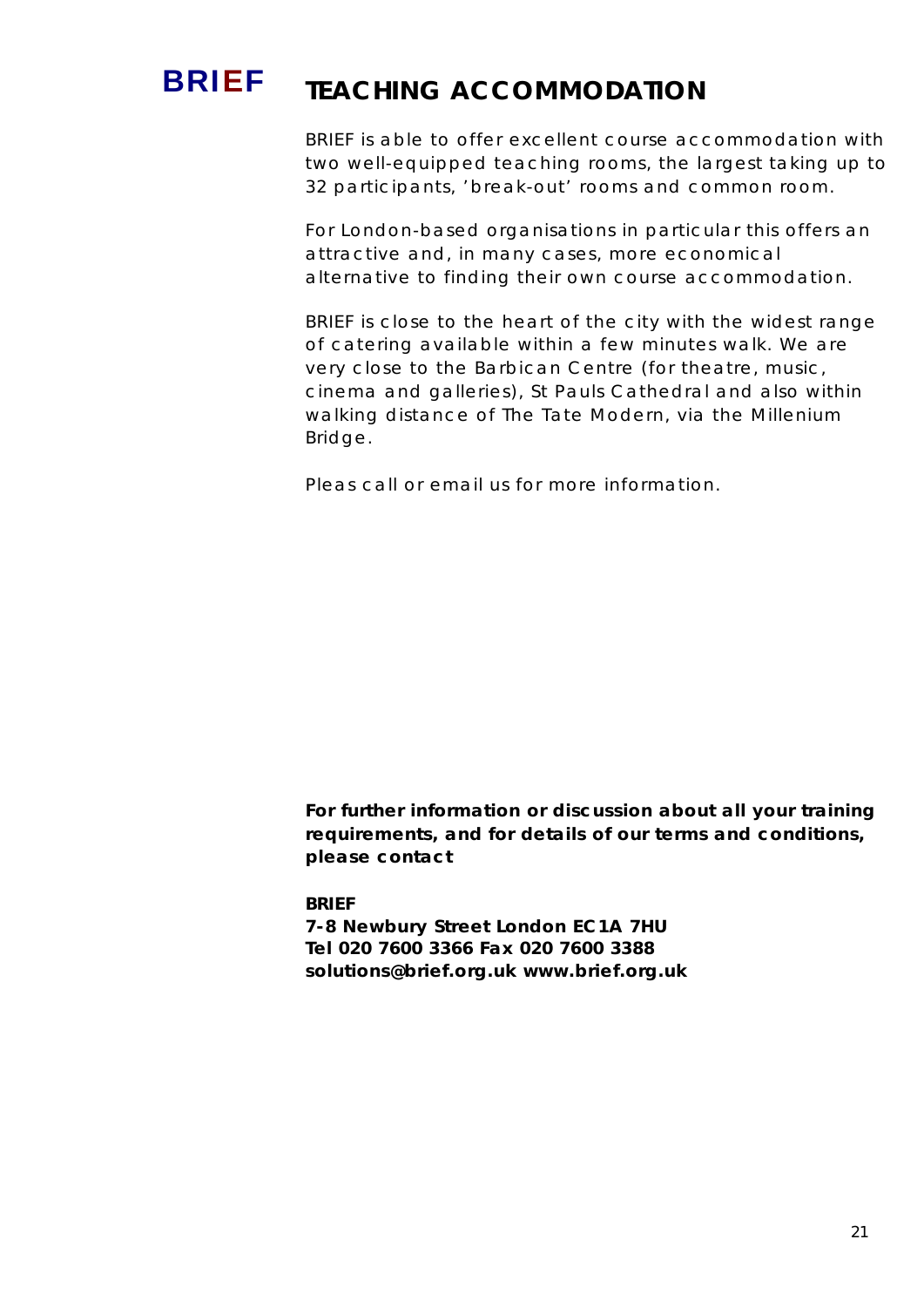BRIEF

# TEACHING ACCOMMODATION

BRIEF is able to offer excellent course accommodation with two well-equipped teaching rooms, the largest taking up to 32 participants, 'break-out' rooms and common room.

For London-based organisations in particular this offers an attractive and, in many cases, more economical alternative to finding their own course accommodation.

BRIEF is close to the heart of the city with the widest range of catering available within a few minutes walk. We are very close to the Barbican Centre (for theatre, music, cinema and galleries), St Pauls Cathedral and also within walking distance of The Tate Modern, via the Millenium Bridge.

Pleas call or email us for more information.

**For further information or discussion about all your training requirements, and for details of our terms and conditions, please contact**

**BRIEF**
**7-8 Newbury Street London EC1A 7HU**
**Tel 020 7600 3366 Fax 020 7600 3388**
**solutions@brief.org.uk www.brief.org.uk**